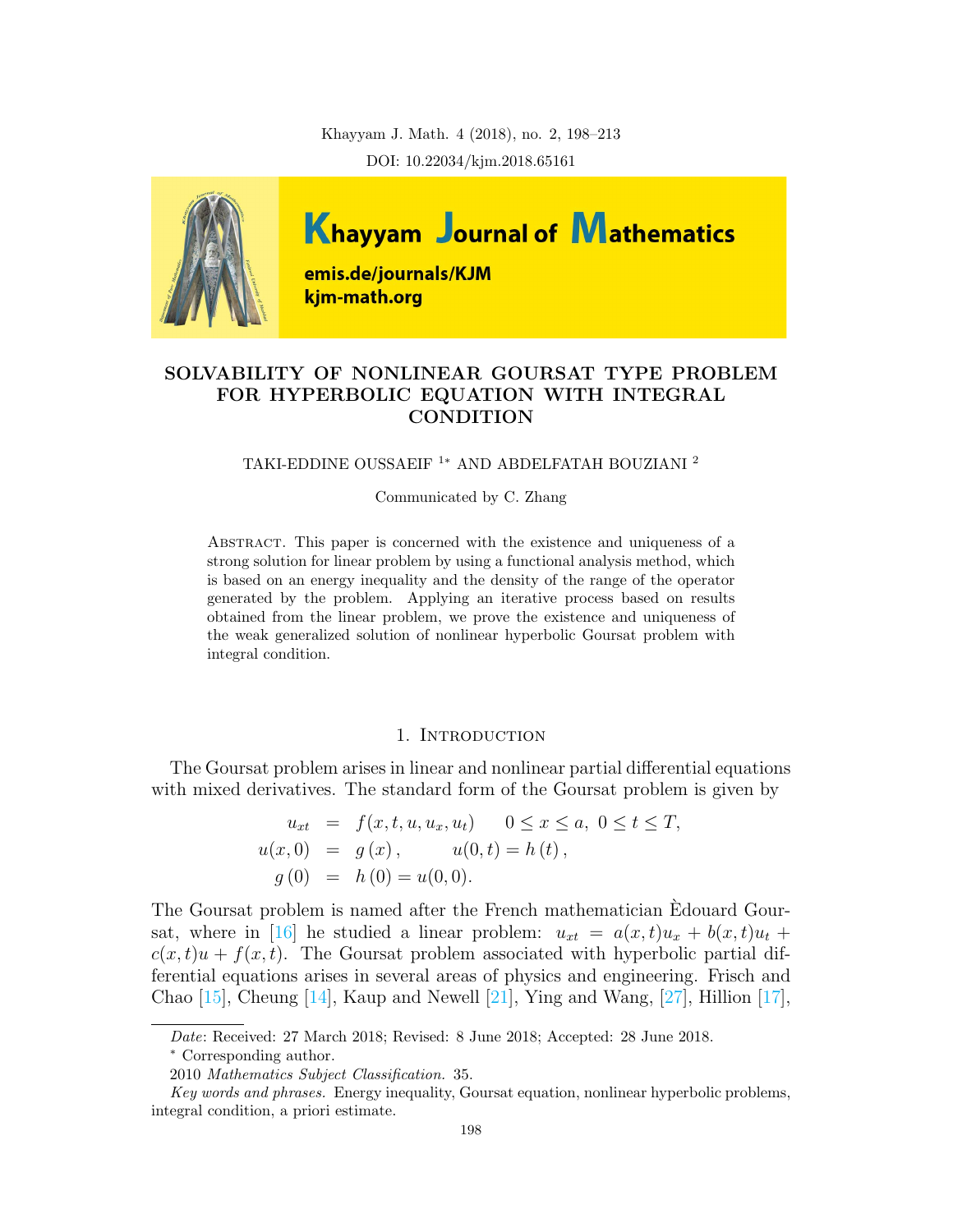# SOLVABILITY OF NONLINEAR GOURSAT TYPE PROBLEM FOR HYPERBOLIC EQUATION WITH INTEGRAL CONDITION

TAKI-EDDINE OUSSAEIF [1*] AND ABDELFATAH BOUZIANI [2]

Communicated by C. Zhang

Abstract. This paper is concerned with the existence and uniqueness of a strong solution for linear problem by using a functional analysis method, which is based on an energy inequality and the density of the range of the operator generated by the problem. Applying an iterative process based on results obtained from the linear problem, we prove the existence and uniqueness of the weak generalized solution of nonlinear hyperbolic Goursat problem with integral condition.

## 1. Introduction

The Goursat problem arises in linear and nonlinear partial differential equations with mixed derivatives. The standard form of the Goursat problem is given by

$$
\begin{aligned}
u_{xt} &= f(x,t,u,u_x,u_t) \qquad 0 \le x \le a,\ 0 \le t \le T,\\
u(x,0) &= g(x), \qquad u(0,t) = h(t),\\
g(0) &= h(0) = u(0,0).
\end{aligned}
$$

The Goursat problem is named after the French mathematician Èdouard Goursat, where in [16] he studied a linear problem: $u_{xt} = a(x,t)u_x + b(x,t)u_t + c(x,t)u + f(x,t)$. The Goursat problem associated with hyperbolic partial differential equations arises in several areas of physics and engineering. Frisch and Chao [15], Cheung [14], Kaup and Newell [21], Ying and Wang, [27], Hillion [17],

---

*Date*: Received: 27 March 2018; Revised: 8 June 2018; Accepted: 28 June 2018.

\* Corresponding author.

2010 *Mathematics Subject Classification.* 35.

*Key words and phrases.* Energy inequality, Goursat equation, nonlinear hyperbolic problems, integral condition, a priori estimate.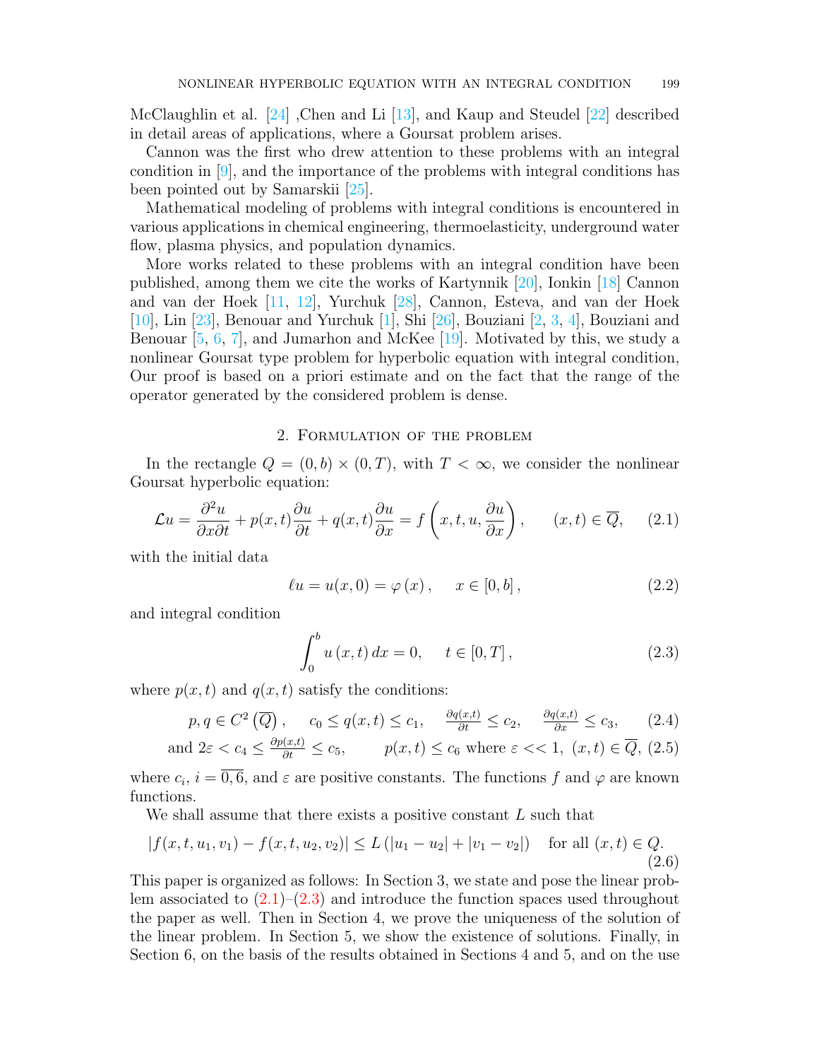McClaughlin et al. [24] ,Chen and Li [13], and Kaup and Steudel [22] described in detail areas of applications, where a Goursat problem arises.

Cannon was the first who drew attention to these problems with an integral condition in [9], and the importance of the problems with integral conditions has been pointed out by Samarskii [25].

Mathematical modeling of problems with integral conditions is encountered in various applications in chemical engineering, thermoelasticity, underground water flow, plasma physics, and population dynamics.

More works related to these problems with an integral condition have been published, among them we cite the works of Kartynnik [20], Ionkin [18] Cannon and van der Hoek [11, 12], Yurchuk [28], Cannon, Esteva, and van der Hoek [10], Lin [23], Benouar and Yurchuk [1], Shi [26], Bouziani [2, 3, 4], Bouziani and Benouar [5, 6, 7], and Jumarhon and McKee [19]. Motivated by this, we study a nonlinear Goursat type problem for hyperbolic equation with integral condition, Our proof is based on a priori estimate and on the fact that the range of the operator generated by the considered problem is dense.

## 2. Formulation of the problem

In the rectangle $Q = (0,b) \times (0,T)$, with $T < \infty$, we consider the nonlinear Goursat hyperbolic equation:

$$\mathcal{L}u = \frac{\partial^2 u}{\partial x \partial t} + p(x,t)\frac{\partial u}{\partial t} + q(x,t)\frac{\partial u}{\partial x} = f\left(x,t,u,\frac{\partial u}{\partial x}\right), \qquad (x,t) \in \overline{Q}, \tag{2.1}$$

with the initial data

$$\ell u = u(x,0) = \varphi\left(x\right), \qquad x \in \left[0,b\right], \tag{2.2}$$

and integral condition

$$\int_0^b u\left(x,t\right) dx = 0, \qquad t \in \left[0,T\right], \tag{2.3}$$

where $p(x,t)$ and $q(x,t)$ satisfy the conditions:

$$p,q \in C^2\left(\overline{Q}\right), \qquad c_0 \le q(x,t) \le c_1, \qquad \tfrac{\partial q(x,t)}{\partial t} \le c_2, \qquad \tfrac{\partial q(x,t)}{\partial x} \le c_3, \tag{2.4}$$

$$\text{and } 2\varepsilon < c_4 \le \tfrac{\partial p(x,t)}{\partial t} \le c_5, \qquad p(x,t) \le c_6 \text{ where } \varepsilon << 1, \ (x,t) \in \overline{Q}, \tag{2.5}$$

where $c_i$, $i = \overline{0,6}$, and $\varepsilon$ are positive constants. The functions $f$ and $\varphi$ are known functions.

We shall assume that there exists a positive constant $L$ such that

$$|f(x,t,u_1,v_1) - f(x,t,u_2,v_2)| \le L\left(|u_1 - u_2| + |v_1 - v_2|\right) \quad \text{for all } (x,t) \in Q. \tag{2.6}$$

This paper is organized as follows: In Section 3, we state and pose the linear problem associated to (2.1)–(2.3) and introduce the function spaces used throughout the paper as well. Then in Section 4, we prove the uniqueness of the solution of the linear problem. In Section 5, we show the existence of solutions. Finally, in Section 6, on the basis of the results obtained in Sections 4 and 5, and on the use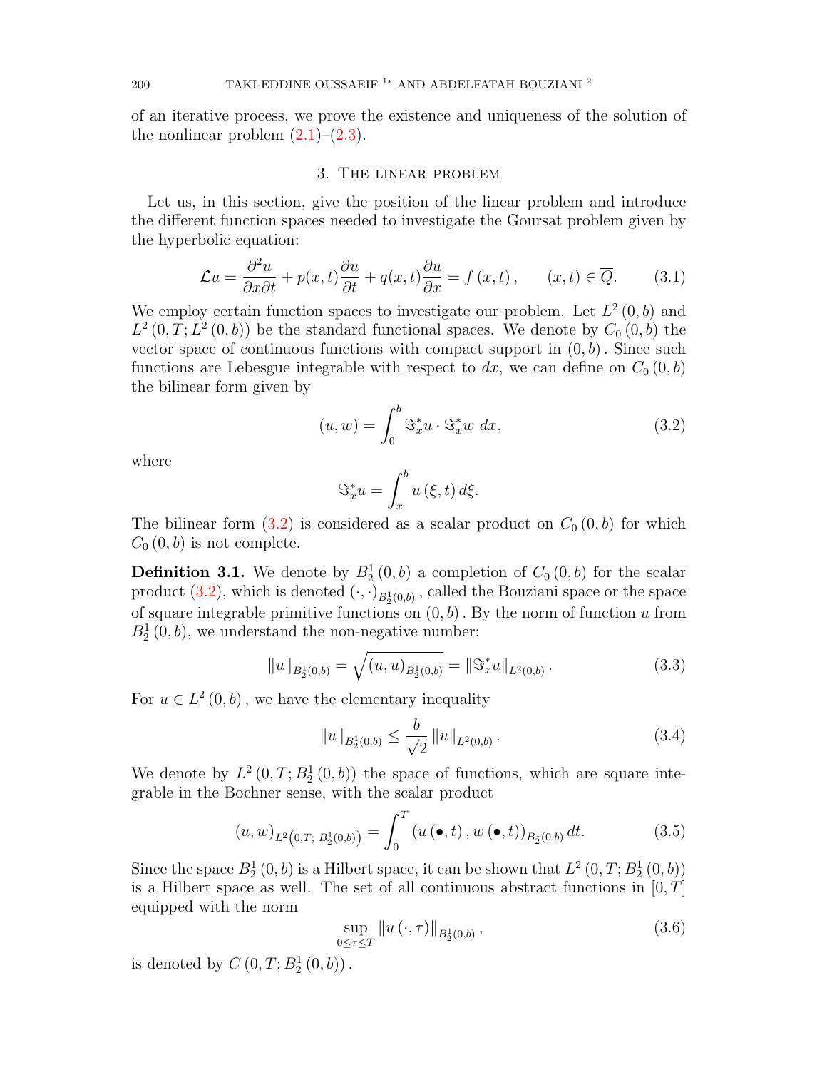of an iterative process, we prove the existence and uniqueness of the solution of the nonlinear problem (2.1)–(2.3).

## 3. The linear problem

Let us, in this section, give the position of the linear problem and introduce the different function spaces needed to investigate the Goursat problem given by the hyperbolic equation:

$$\mathcal{L}u = \frac{\partial^2 u}{\partial x \partial t} + p(x,t)\frac{\partial u}{\partial t} + q(x,t)\frac{\partial u}{\partial x} = f(x,t), \qquad (x,t) \in \overline{Q}. \tag{3.1}$$

We employ certain function spaces to investigate our problem. Let $L^2(0,b)$ and $L^2(0,T;L^2(0,b))$ be the standard functional spaces. We denote by $C_0(0,b)$ the vector space of continuous functions with compact support in $(0,b)$. Since such functions are Lebesgue integrable with respect to $dx$, we can define on $C_0(0,b)$ the bilinear form given by

$$(u,w) = \int_0^b \Im_x^* u \cdot \Im_x^* w \, dx, \tag{3.2}$$

where

$$\Im_x^* u = \int_x^b u(\xi,t)\, d\xi.$$

The bilinear form (3.2) is considered as a scalar product on $C_0(0,b)$ for which $C_0(0,b)$ is not complete.

**Definition 3.1.** We denote by $B_2^1(0,b)$ a completion of $C_0(0,b)$ for the scalar product (3.2), which is denoted $(\cdot,\cdot)_{B_2^1(0,b)}$, called the Bouziani space or the space of square integrable primitive functions on $(0,b)$. By the norm of function $u$ from $B_2^1(0,b)$, we understand the non-negative number:

$$\|u\|_{B_2^1(0,b)} = \sqrt{(u,u)_{B_2^1(0,b)}} = \|\Im_x^* u\|_{L^2(0,b)}. \tag{3.3}$$

For $u \in L^2(0,b)$, we have the elementary inequality

$$\|u\|_{B_2^1(0,b)} \leq \frac{b}{\sqrt{2}} \|u\|_{L^2(0,b)}. \tag{3.4}$$

We denote by $L^2(0,T;B_2^1(0,b))$ the space of functions, which are square integrable in the Bochner sense, with the scalar product

$$(u,w)_{L^2\left(0,T;\, B_2^1(0,b)\right)} = \int_0^T (u(\bullet,t), w(\bullet,t))_{B_2^1(0,b)}\, dt. \tag{3.5}$$

Since the space $B_2^1(0,b)$ is a Hilbert space, it can be shown that $L^2(0,T;B_2^1(0,b))$ is a Hilbert space as well. The set of all continuous abstract functions in $[0,T]$ equipped with the norm

$$\sup_{0\leq\tau\leq T} \|u(\cdot,\tau)\|_{B_2^1(0,b)}, \tag{3.6}$$

is denoted by $C(0,T;B_2^1(0,b))$.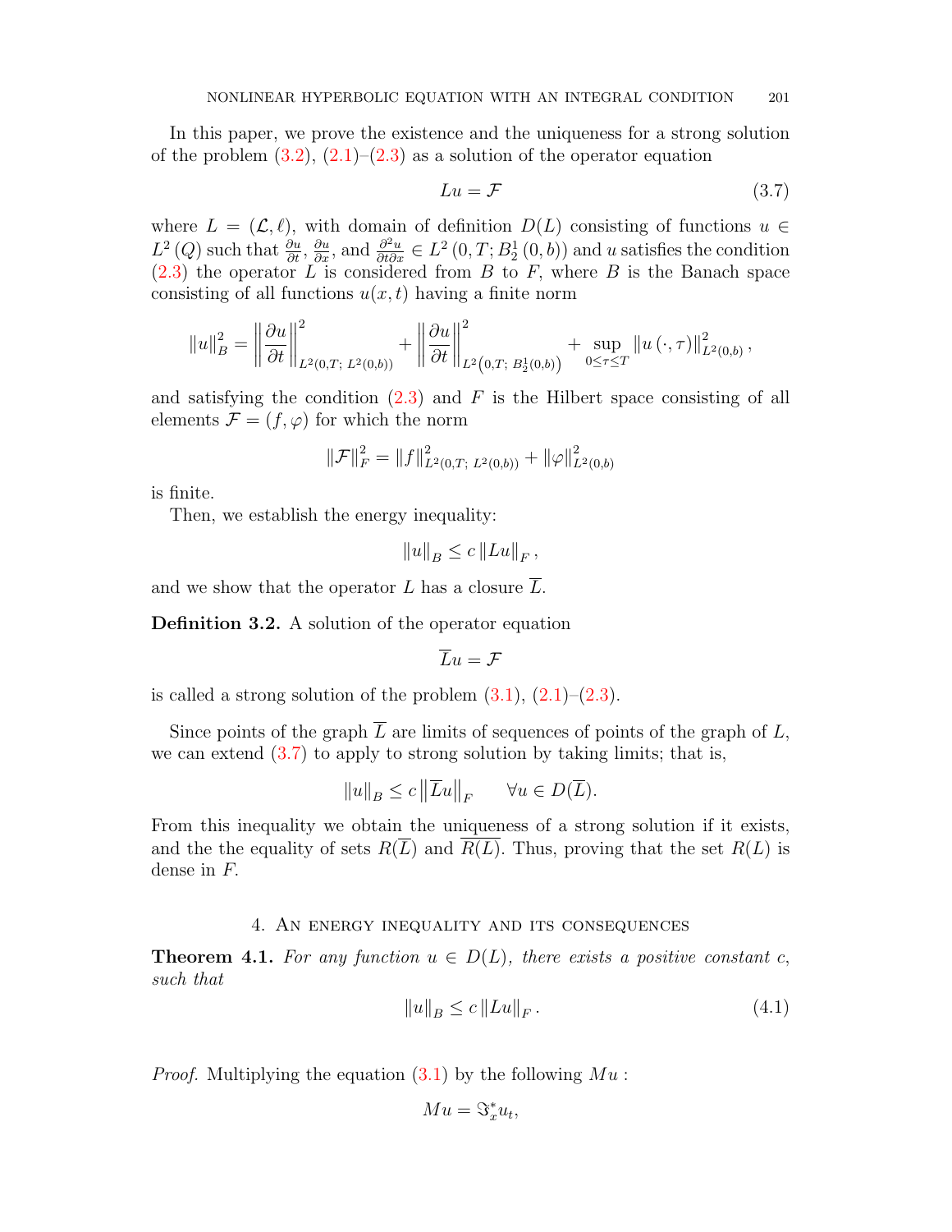In this paper, we prove the existence and the uniqueness for a strong solution of the problem (3.2), (2.1)–(2.3) as a solution of the operator equation

$$Lu = \mathcal{F} \tag{3.7}$$

where $L = (\mathcal{L}, \ell)$, with domain of definition $D(L)$ consisting of functions $u \in L^2(Q)$ such that $\frac{\partial u}{\partial t}$, $\frac{\partial u}{\partial x}$, and $\frac{\partial^2 u}{\partial t \partial x} \in L^2(0, T; B_2^1(0, b))$ and $u$ satisfies the condition (2.3) the operator $L$ is considered from $B$ to $F$, where $B$ is the Banach space consisting of all functions $u(x, t)$ having a finite norm

$$\|u\|_B^2 = \left\|\frac{\partial u}{\partial t}\right\|^2_{L^2(0,T;\, L^2(0,b))} + \left\|\frac{\partial u}{\partial t}\right\|^2_{L^2\left(0,T;\, B_2^1(0,b)\right)} + \sup_{0 \le \tau \le T} \|u(\cdot, \tau)\|^2_{L^2(0,b)},$$

and satisfying the condition (2.3) and $F$ is the Hilbert space consisting of all elements $\mathcal{F} = (f, \varphi)$ for which the norm

$$\|\mathcal{F}\|_F^2 = \|f\|^2_{L^2(0,T;\, L^2(0,b))} + \|\varphi\|^2_{L^2(0,b)}$$

is finite.

Then, we establish the energy inequality:

$$\|u\|_B \le c \|Lu\|_F,$$

and we show that the operator $L$ has a closure $\overline{L}$.

**Definition 3.2.** A solution of the operator equation

$$\overline{L}u = \mathcal{F}$$

is called a strong solution of the problem (3.1), (2.1)–(2.3).

Since points of the graph $\overline{L}$ are limits of sequences of points of the graph of $L$, we can extend (3.7) to apply to strong solution by taking limits; that is,

$$\|u\|_B \le c \left\|\overline{L}u\right\|_F \qquad \forall u \in D(\overline{L}).$$

From this inequality we obtain the uniqueness of a strong solution if it exists, and the the equality of sets $R(\overline{L})$ and $\overline{R(L)}$. Thus, proving that the set $R(L)$ is dense in $F$.

## 4. An energy inequality and its consequences

**Theorem 4.1.** *For any function $u \in D(L)$, there exists a positive constant $c$, such that*

$$\|u\|_B \le c \|Lu\|_F. \tag{4.1}$$

*Proof.* Multiplying the equation (3.1) by the following $Mu$ :

$$Mu = \Im_x^* u_t,$$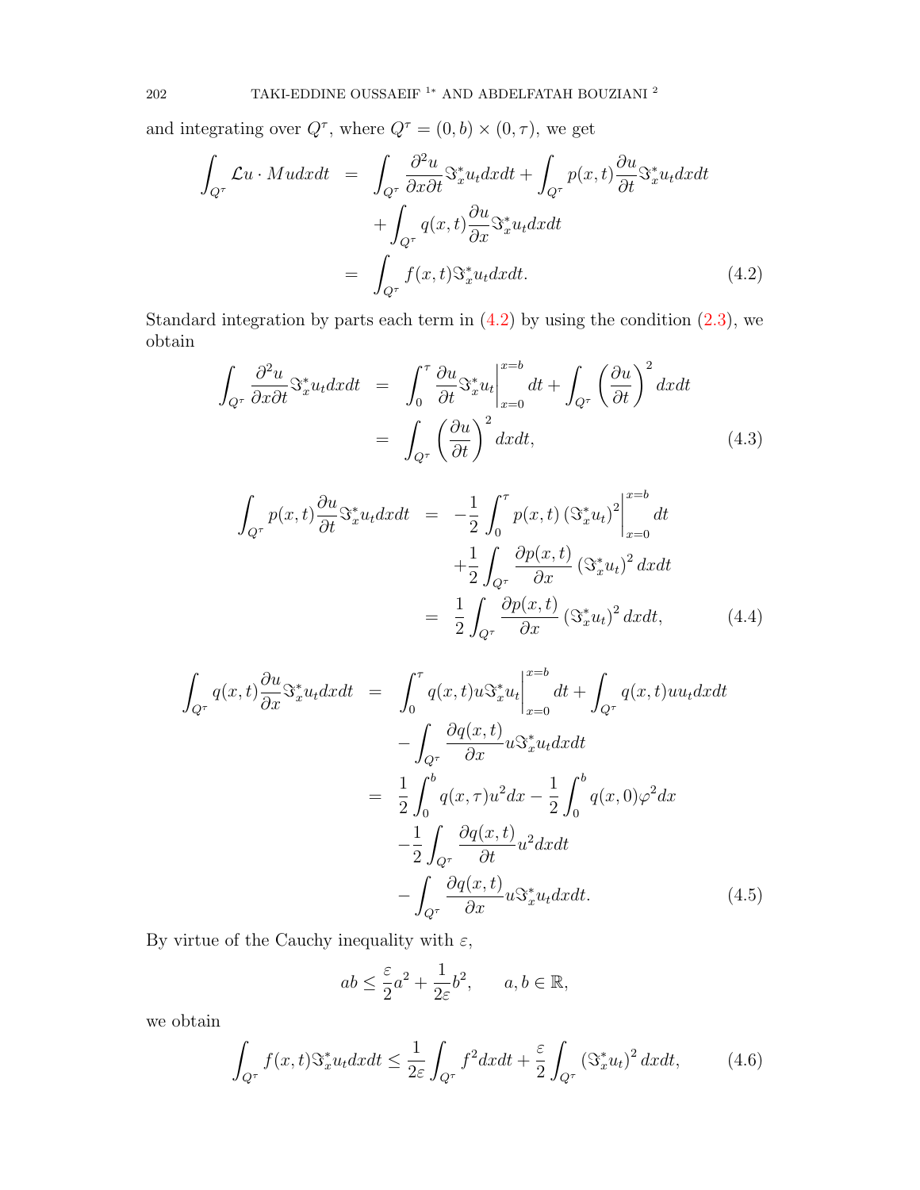and integrating over $Q^\tau$, where $Q^\tau = (0,b) \times (0,\tau)$, we get

$$
\begin{aligned}
\int_{Q^\tau} \mathcal{L}u \cdot Mu dxdt &= \int_{Q^\tau} \frac{\partial^2 u}{\partial x \partial t} \Im_x^* u_t dxdt + \int_{Q^\tau} p(x,t) \frac{\partial u}{\partial t} \Im_x^* u_t dxdt \\
&\quad + \int_{Q^\tau} q(x,t) \frac{\partial u}{\partial x} \Im_x^* u_t dxdt \\
&= \int_{Q^\tau} f(x,t) \Im_x^* u_t dxdt. \qquad (4.2)
\end{aligned}
$$

Standard integration by parts each term in (4.2) by using the condition (2.3), we obtain

$$
\begin{aligned}
\int_{Q^\tau} \frac{\partial^2 u}{\partial x \partial t} \Im_x^* u_t dxdt &= \int_0^\tau \frac{\partial u}{\partial t} \Im_x^* u_t \bigg|_{x=0}^{x=b} dt + \int_{Q^\tau} \left( \frac{\partial u}{\partial t} \right)^2 dxdt \\
&= \int_{Q^\tau} \left( \frac{\partial u}{\partial t} \right)^2 dxdt, \qquad (4.3)
\end{aligned}
$$

$$
\begin{aligned}
\int_{Q^\tau} p(x,t) \frac{\partial u}{\partial t} \Im_x^* u_t dxdt &= -\frac{1}{2} \int_0^\tau p(x,t) \left( \Im_x^* u_t \right)^2 \bigg|_{x=0}^{x=b} dt \\
&\quad + \frac{1}{2} \int_{Q^\tau} \frac{\partial p(x,t)}{\partial x} \left( \Im_x^* u_t \right)^2 dxdt \\
&= \frac{1}{2} \int_{Q^\tau} \frac{\partial p(x,t)}{\partial x} \left( \Im_x^* u_t \right)^2 dxdt, \qquad (4.4)
\end{aligned}
$$

$$
\begin{aligned}
\int_{Q^\tau} q(x,t) \frac{\partial u}{\partial x} \Im_x^* u_t dxdt &= \int_0^\tau q(x,t) u \Im_x^* u_t \bigg|_{x=0}^{x=b} dt + \int_{Q^\tau} q(x,t) u u_t dxdt \\
&\quad - \int_{Q^\tau} \frac{\partial q(x,t)}{\partial x} u \Im_x^* u_t dxdt \\
&= \frac{1}{2} \int_0^b q(x,\tau) u^2 dx - \frac{1}{2} \int_0^b q(x,0) \varphi^2 dx \\
&\quad - \frac{1}{2} \int_{Q^\tau} \frac{\partial q(x,t)}{\partial t} u^2 dxdt \\
&\quad - \int_{Q^\tau} \frac{\partial q(x,t)}{\partial x} u \Im_x^* u_t dxdt. \qquad (4.5)
\end{aligned}
$$

By virtue of the Cauchy inequality with $\varepsilon$,

$$
ab \leq \frac{\varepsilon}{2} a^2 + \frac{1}{2\varepsilon} b^2, \qquad a, b \in \mathbb{R},
$$

we obtain

$$
\int_{Q^\tau} f(x,t) \Im_x^* u_t dxdt \leq \frac{1}{2\varepsilon} \int_{Q^\tau} f^2 dxdt + \frac{\varepsilon}{2} \int_{Q^\tau} \left( \Im_x^* u_t \right)^2 dxdt, \qquad (4.6)
$$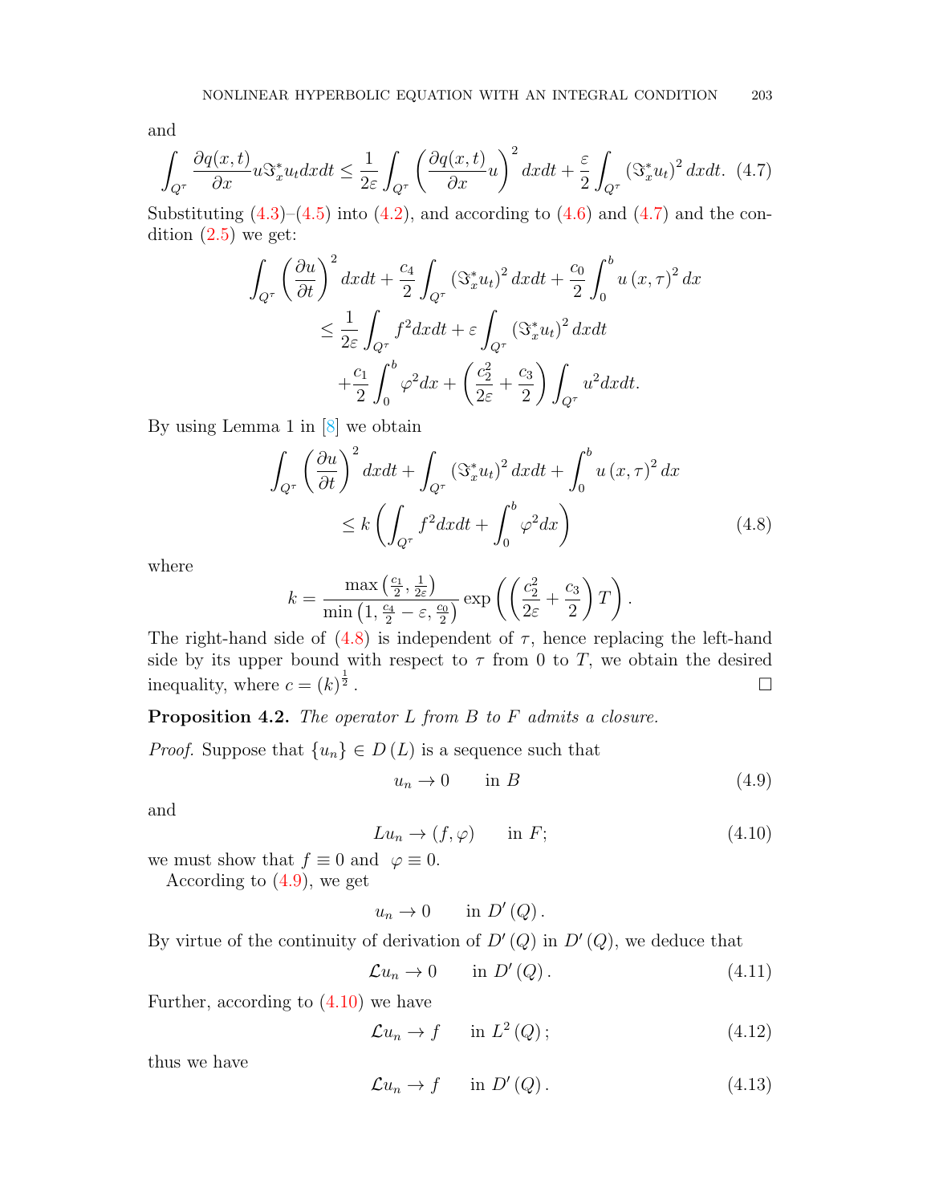and

$$\int_{Q^\tau} \frac{\partial q(x,t)}{\partial x} u \Im_x^* u_t dxdt \leq \frac{1}{2\varepsilon} \int_{Q^\tau} \left( \frac{\partial q(x,t)}{\partial x} u \right)^2 dxdt + \frac{\varepsilon}{2} \int_{Q^\tau} \left( \Im_x^* u_t \right)^2 dxdt. \quad (4.7)$$

Substituting (4.3)–(4.5) into (4.2), and according to (4.6) and (4.7) and the condition (2.5) we get:

$$\begin{aligned}
\int_{Q^\tau} \left( \frac{\partial u}{\partial t} \right)^2 dxdt + \frac{c_4}{2} \int_{Q^\tau} \left( \Im_x^* u_t \right)^2 dxdt + \frac{c_0}{2} \int_0^b u(x,\tau)^2 dx \\
\leq \frac{1}{2\varepsilon} \int_{Q^\tau} f^2 dxdt + \varepsilon \int_{Q^\tau} \left( \Im_x^* u_t \right)^2 dxdt \\
+ \frac{c_1}{2} \int_0^b \varphi^2 dx + \left( \frac{c_2^2}{2\varepsilon} + \frac{c_3}{2} \right) \int_{Q^\tau} u^2 dxdt.
\end{aligned}$$

By using Lemma 1 in [8] we obtain

$$\begin{aligned}
\int_{Q^\tau} \left( \frac{\partial u}{\partial t} \right)^2 dxdt + \int_{Q^\tau} \left( \Im_x^* u_t \right)^2 dxdt + \int_0^b u(x,\tau)^2 dx \\
\leq k \left( \int_{Q^\tau} f^2 dxdt + \int_0^b \varphi^2 dx \right) \quad (4.8)
\end{aligned}$$

where

$$k = \frac{\max\left( \frac{c_1}{2}, \frac{1}{2\varepsilon} \right)}{\min\left( 1, \frac{c_4}{2} - \varepsilon, \frac{c_0}{2} \right)} \exp\left( \left( \frac{c_2^2}{2\varepsilon} + \frac{c_3}{2} \right) T \right).$$

The right-hand side of (4.8) is independent of $\tau$, hence replacing the left-hand side by its upper bound with respect to $\tau$ from 0 to $T$, we obtain the desired inequality, where $c = (k)^{\frac{1}{2}}$. □

**Proposition 4.2.** *The operator $L$ from $B$ to $F$ admits a closure.*

*Proof.* Suppose that $\{u_n\} \in D(L)$ is a sequence such that

$$u_n \to 0 \qquad \text{in } B \quad (4.9)$$

and

$$Lu_n \to (f, \varphi) \qquad \text{in } F; \quad (4.10)$$

we must show that $f \equiv 0$ and $\varphi \equiv 0$.

According to (4.9), we get

$$u_n \to 0 \qquad \text{in } D'(Q).$$

By virtue of the continuity of derivation of $D'(Q)$ in $D'(Q)$, we deduce that

$$\mathcal{L}u_n \to 0 \qquad \text{in } D'(Q). \quad (4.11)$$

Further, according to (4.10) we have

$$\mathcal{L}u_n \to f \qquad \text{in } L^2(Q); \quad (4.12)$$

thus we have

$$\mathcal{L}u_n \to f \qquad \text{in } D'(Q). \quad (4.13)$$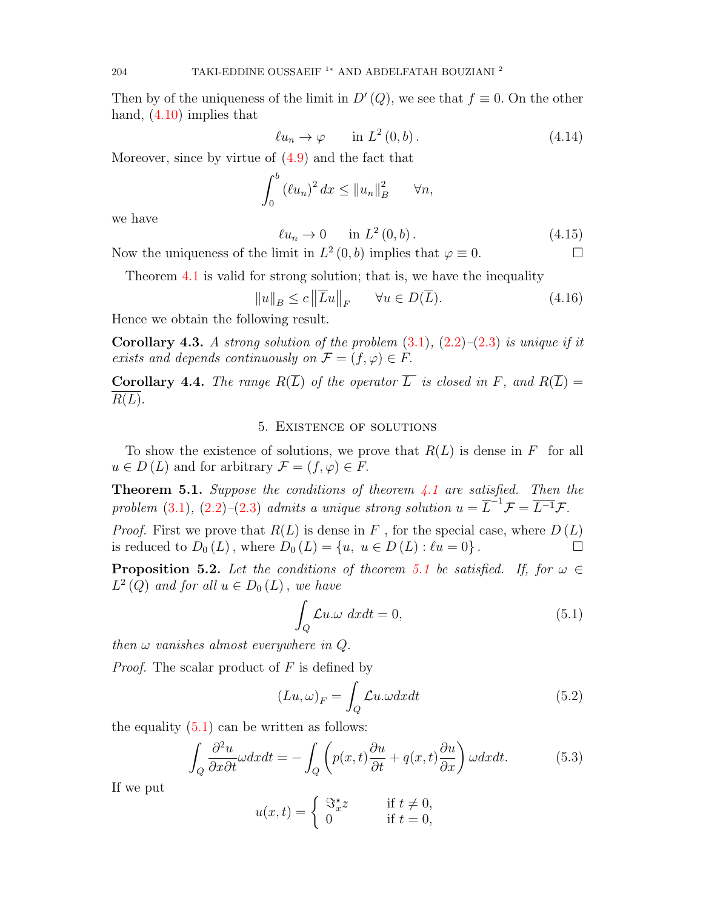Then by of the uniqueness of the limit in $D'(Q)$, we see that $f \equiv 0$. On the other hand, (4.10) implies that

$$\ell u_n \to \varphi \qquad \text{in } L^2(0,b). \tag{4.14}$$

Moreover, since by virtue of (4.9) and the fact that

$$\int_0^b (\ell u_n)^2 \, dx \leq \|u_n\|_B^2 \qquad \forall n,$$

we have

$$\ell u_n \to 0 \qquad \text{in } L^2(0,b). \tag{4.15}$$

Now the uniqueness of the limit in $L^2(0,b)$ implies that $\varphi \equiv 0$. $\square$

Theorem 4.1 is valid for strong solution; that is, we have the inequality

$$\|u\|_B \leq c \left\|\overline{L}u\right\|_F \qquad \forall u \in D(\overline{L}). \tag{4.16}$$

Hence we obtain the following result.

**Corollary 4.3.** *A strong solution of the problem* (3.1), (2.2)–(2.3) *is unique if it exists and depends continuously on $\mathcal{F} = (f, \varphi) \in F$.*

**Corollary 4.4.** *The range $R(\overline{L})$ of the operator $\overline{L}$ is closed in $F$, and $R(\overline{L}) = \overline{R(L)}$.*

## 5. Existence of solutions

To show the existence of solutions, we prove that $R(L)$ is dense in $F$ for all $u \in D(L)$ and for arbitrary $\mathcal{F} = (f, \varphi) \in F$.

**Theorem 5.1.** *Suppose the conditions of theorem 4.1 are satisfied. Then the problem* (3.1), (2.2)–(2.3) *admits a unique strong solution $u = \overline{L}^{-1}\mathcal{F} = \overline{L^{-1}}\mathcal{F}$.*

*Proof.* First we prove that $R(L)$ is dense in $F$, for the special case, where $D(L)$ is reduced to $D_0(L)$, where $D_0(L) = \{u, \ u \in D(L) : \ell u = 0\}$. $\square$

**Proposition 5.2.** *Let the conditions of theorem 5.1 be satisfied. If, for $\omega \in L^2(Q)$ and for all $u \in D_0(L)$, we have*

$$\int_Q \mathcal{L}u.\omega \; dxdt = 0, \tag{5.1}$$

*then $\omega$ vanishes almost everywhere in $Q$.*

*Proof.* The scalar product of $F$ is defined by

$$(Lu, \omega)_F = \int_Q \mathcal{L}u.\omega dxdt \tag{5.2}$$

the equality (5.1) can be written as follows:

$$\int_Q \frac{\partial^2 u}{\partial x \partial t} \omega dxdt = -\int_Q \left( p(x,t)\frac{\partial u}{\partial t} + q(x,t)\frac{\partial u}{\partial x} \right) \omega dxdt. \tag{5.3}$$

If we put

$$u(x,t) = \begin{cases} \Im_x^{\star} z & \text{if } t \neq 0, \\ 0 & \text{if } t = 0, \end{cases}$$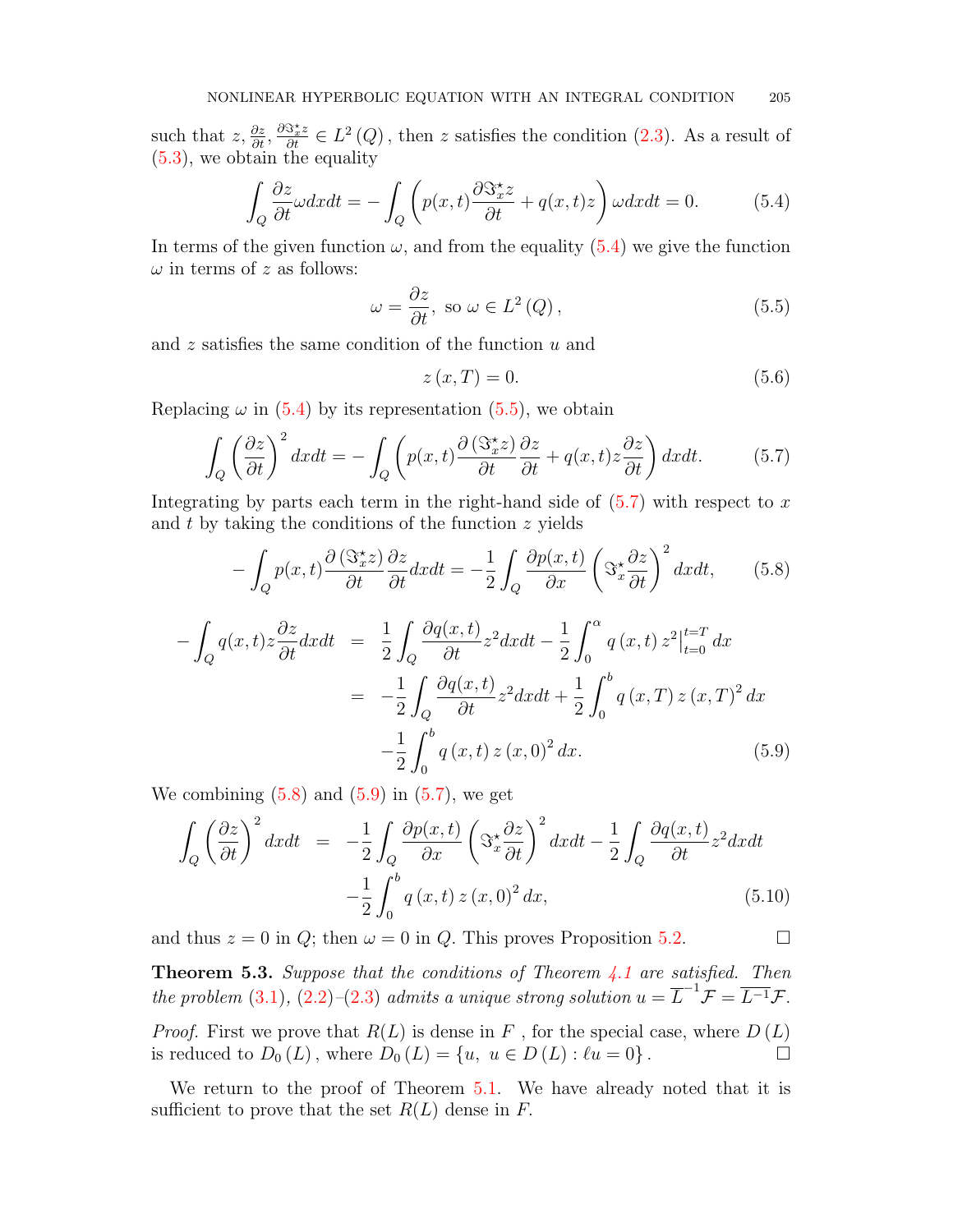such that $z, \frac{\partial z}{\partial t}, \frac{\partial \Im_x^\star z}{\partial t} \in L^2(Q)$, then $z$ satisfies the condition (2.3). As a result of (5.3), we obtain the equality

$$\int_Q \frac{\partial z}{\partial t}\omega dxdt = -\int_Q \left( p(x,t)\frac{\partial \Im_x^\star z}{\partial t} + q(x,t)z \right)\omega dxdt = 0. \tag{5.4}$$

In terms of the given function $\omega$, and from the equality (5.4) we give the function $\omega$ in terms of $z$ as follows:

$$\omega = \frac{\partial z}{\partial t}, \text{ so } \omega \in L^2(Q), \tag{5.5}$$

and $z$ satisfies the same condition of the function $u$ and

$$z(x,T) = 0. \tag{5.6}$$

Replacing $\omega$ in (5.4) by its representation (5.5), we obtain

$$\int_Q \left(\frac{\partial z}{\partial t}\right)^2 dxdt = -\int_Q \left( p(x,t)\frac{\partial (\Im_x^\star z)}{\partial t}\frac{\partial z}{\partial t} + q(x,t)z\frac{\partial z}{\partial t} \right) dxdt. \tag{5.7}$$

Integrating by parts each term in the right-hand side of (5.7) with respect to $x$ and $t$ by taking the conditions of the function $z$ yields

$$-\int_Q p(x,t)\frac{\partial (\Im_x^\star z)}{\partial t}\frac{\partial z}{\partial t} dxdt = -\frac{1}{2}\int_Q \frac{\partial p(x,t)}{\partial x}\left(\Im_x^\star \frac{\partial z}{\partial t}\right)^2 dxdt, \tag{5.8}$$

$$\begin{aligned} -\int_Q q(x,t)z\frac{\partial z}{\partial t}dxdt &= \frac{1}{2}\int_Q \frac{\partial q(x,t)}{\partial t}z^2 dxdt - \frac{1}{2}\int_0^\alpha q(x,t)\, z^2\Big|_{t=0}^{t=T} dx \\ &= -\frac{1}{2}\int_Q \frac{\partial q(x,t)}{\partial t}z^2 dxdt + \frac{1}{2}\int_0^b q(x,T)\, z(x,T)^2 dx \\ &\quad -\frac{1}{2}\int_0^b q(x,t)\, z(x,0)^2 dx. \end{aligned} \tag{5.9}$$

We combining (5.8) and (5.9) in (5.7), we get

$$\begin{aligned} \int_Q \left(\frac{\partial z}{\partial t}\right)^2 dxdt &= -\frac{1}{2}\int_Q \frac{\partial p(x,t)}{\partial x}\left(\Im_x^\star \frac{\partial z}{\partial t}\right)^2 dxdt - \frac{1}{2}\int_Q \frac{\partial q(x,t)}{\partial t}z^2 dxdt \\ &\quad -\frac{1}{2}\int_0^b q(x,t)\, z(x,0)^2 dx, \end{aligned} \tag{5.10}$$

and thus $z = 0$ in $Q$; then $\omega = 0$ in $Q$. This proves Proposition 5.2. □

**Theorem 5.3.** *Suppose that the conditions of Theorem 4.1 are satisfied. Then the problem (3.1), (2.2)–(2.3) admits a unique strong solution $u = \overline{L}^{-1}\mathcal{F} = \overline{L^{-1}}\mathcal{F}$.*

*Proof.* First we prove that $R(L)$ is dense in $F$ , for the special case, where $D(L)$ is reduced to $D_0(L)$, where $D_0(L) = \{u,\ u \in D(L) : \ell u = 0\}$. □

We return to the proof of Theorem 5.1. We have already noted that it is sufficient to prove that the set $R(L)$ dense in $F$.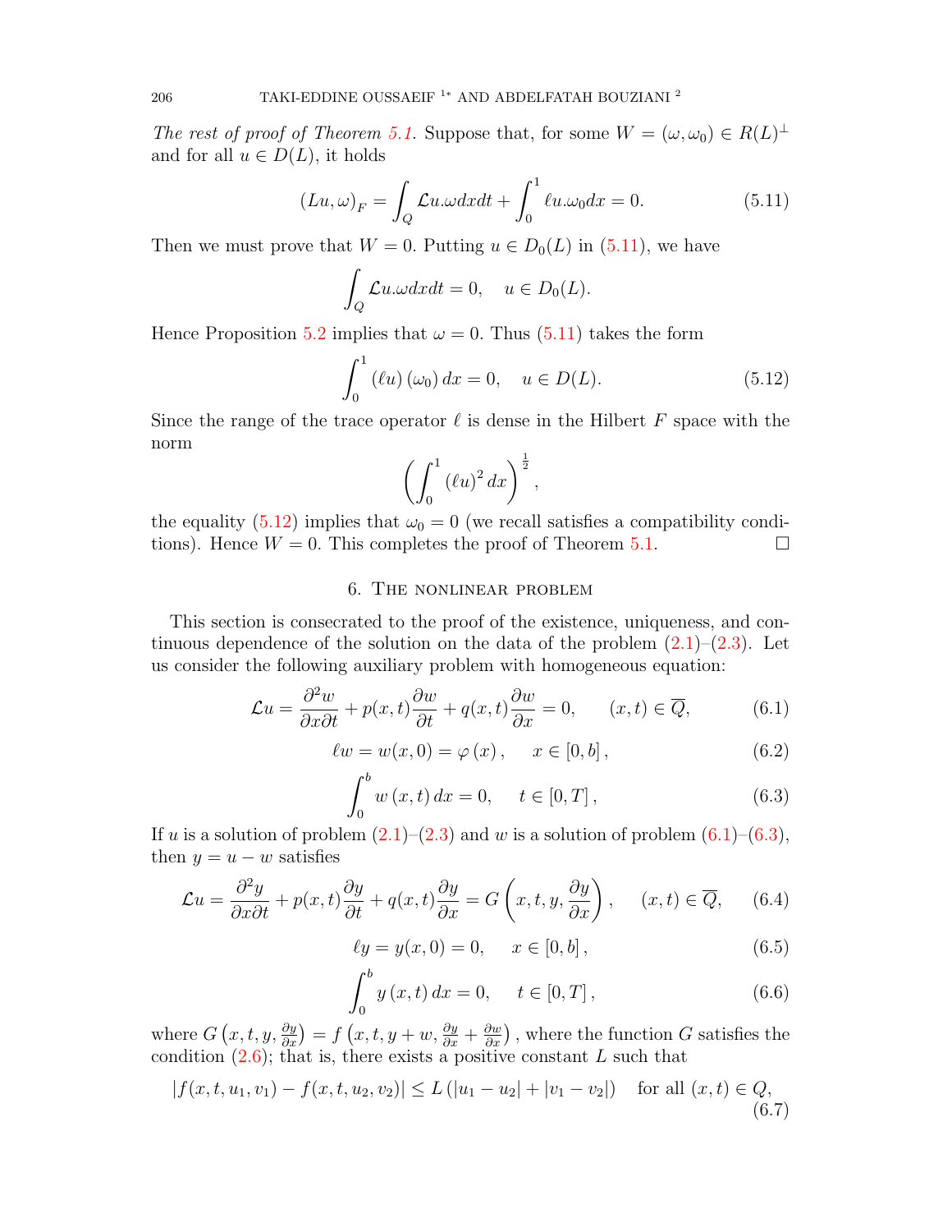*The rest of proof of Theorem 5.1.* Suppose that, for some $W = (\omega, \omega_0) \in R(L)^{\perp}$ and for all $u \in D(L)$, it holds

$$(Lu, \omega)_F = \int_Q \mathcal{L}u.\omega dxdt + \int_0^1 \ell u.\omega_0 dx = 0. \tag{5.11}$$

Then we must prove that $W = 0$. Putting $u \in D_0(L)$ in (5.11), we have

$$\int_Q \mathcal{L}u.\omega dxdt = 0, \quad u \in D_0(L).$$

Hence Proposition 5.2 implies that $\omega = 0$. Thus (5.11) takes the form

$$\int_0^1 (\ell u)(\omega_0)\, dx = 0, \quad u \in D(L). \tag{5.12}$$

Since the range of the trace operator $\ell$ is dense in the Hilbert $F$ space with the norm

$$\left( \int_0^1 (\ell u)^2 dx \right)^{\frac{1}{2}},$$

the equality (5.12) implies that $\omega_0 = 0$ (we recall satisfies a compatibility conditions). Hence $W = 0$. This completes the proof of Theorem 5.1. ☐

## 6. The nonlinear problem

This section is consecrated to the proof of the existence, uniqueness, and continuous dependence of the solution on the data of the problem (2.1)–(2.3). Let us consider the following auxiliary problem with homogeneous equation:

$$\mathcal{L}u = \frac{\partial^2 w}{\partial x \partial t} + p(x,t)\frac{\partial w}{\partial t} + q(x,t)\frac{\partial w}{\partial x} = 0, \qquad (x,t) \in \overline{Q}, \tag{6.1}$$

$$\ell w = w(x,0) = \varphi(x), \qquad x \in [0,b], \tag{6.2}$$

$$\int_0^b w(x,t)\, dx = 0, \qquad t \in [0,T], \tag{6.3}$$

If $u$ is a solution of problem (2.1)–(2.3) and $w$ is a solution of problem (6.1)–(6.3), then $y = u - w$ satisfies

$$\mathcal{L}u = \frac{\partial^2 y}{\partial x \partial t} + p(x,t)\frac{\partial y}{\partial t} + q(x,t)\frac{\partial y}{\partial x} = G\left(x,t,y,\frac{\partial y}{\partial x}\right), \qquad (x,t) \in \overline{Q}, \tag{6.4}$$

$$\ell y = y(x,0) = 0, \qquad x \in [0,b], \tag{6.5}$$

$$\int_0^b y(x,t)\, dx = 0, \qquad t \in [0,T], \tag{6.6}$$

where $G\left(x,t,y,\frac{\partial y}{\partial x}\right) = f\left(x,t,y+w,\frac{\partial y}{\partial x} + \frac{\partial w}{\partial x}\right)$, where the function $G$ satisfies the condition (2.6); that is, there exists a positive constant $L$ such that

$$|f(x,t,u_1,v_1) - f(x,t,u_2,v_2)| \leq L\left(|u_1 - u_2| + |v_1 - v_2|\right) \quad \text{for all } (x,t) \in Q, \tag{6.7}$$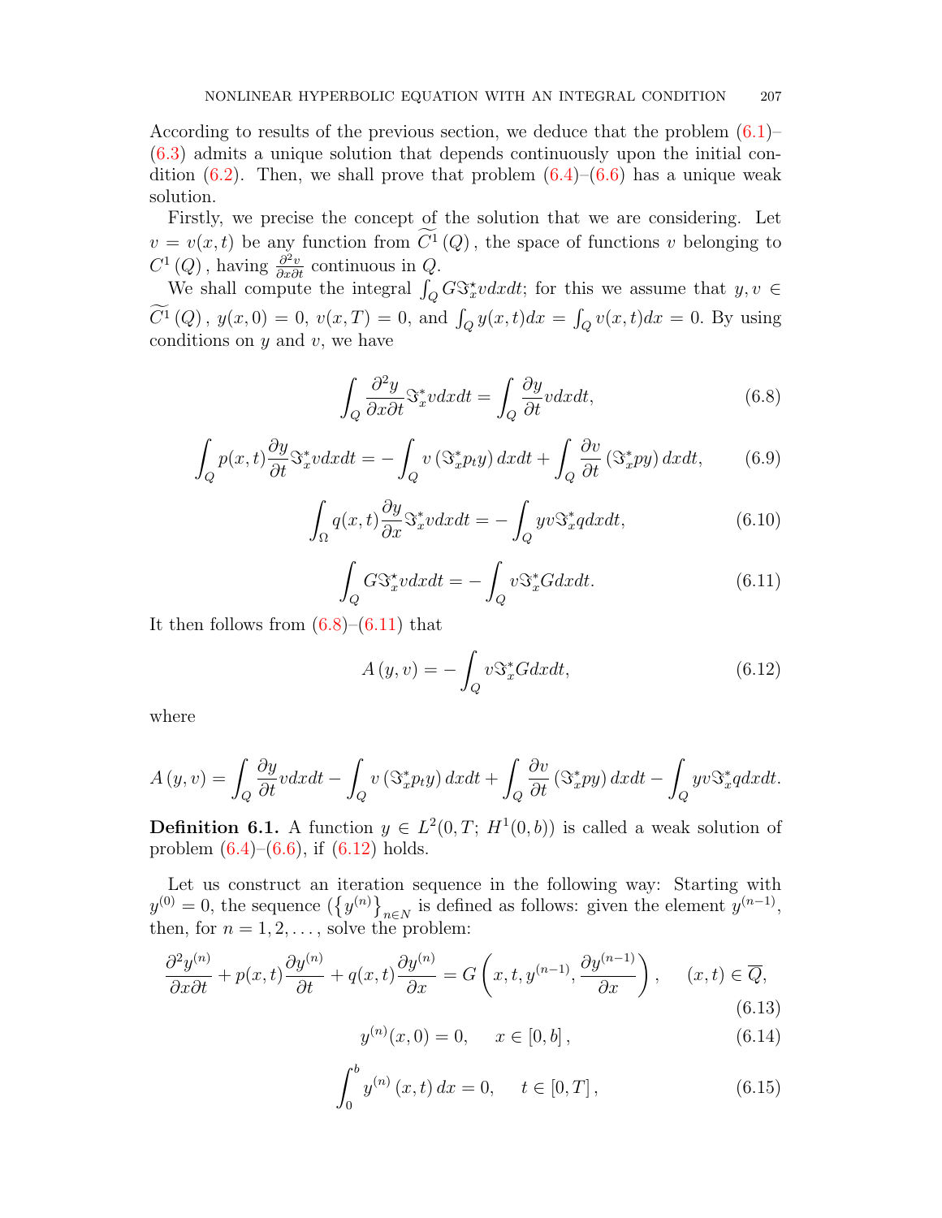According to results of the previous section, we deduce that the problem (6.1)–(6.3) admits a unique solution that depends continuously upon the initial condition (6.2). Then, we shall prove that problem (6.4)–(6.6) has a unique weak solution.

Firstly, we precise the concept of the solution that we are considering. Let $v = v(x,t)$ be any function from $\widetilde{C^1}(Q)$, the space of functions $v$ belonging to $C^1(Q)$, having $\frac{\partial^2 v}{\partial x \partial t}$ continuous in $Q$.

We shall compute the integral $\int_Q G \Im_x^\star v dxdt$; for this we assume that $y, v \in \widetilde{C^1}(Q)$, $y(x,0) = 0$, $v(x,T) = 0$, and $\int_Q y(x,t)dx = \int_Q v(x,t)dx = 0$. By using conditions on $y$ and $v$, we have

$$\int_Q \frac{\partial^2 y}{\partial x \partial t} \Im_x^* v dxdt = \int_Q \frac{\partial y}{\partial t} v dxdt, \tag{6.8}$$

$$\int_Q p(x,t) \frac{\partial y}{\partial t} \Im_x^* v dxdt = -\int_Q v \left(\Im_x^* p_t y\right) dxdt + \int_Q \frac{\partial v}{\partial t} \left(\Im_x^* p y\right) dxdt, \tag{6.9}$$

$$\int_\Omega q(x,t) \frac{\partial y}{\partial x} \Im_x^* v dxdt = -\int_Q y v \Im_x^* q dxdt, \tag{6.10}$$

$$\int_Q G \Im_x^\star v dxdt = -\int_Q v \Im_x^* G dxdt. \tag{6.11}$$

It then follows from (6.8)–(6.11) that

$$A(y,v) = -\int_Q v \Im_x^* G dxdt, \tag{6.12}$$

where

$$A(y,v) = \int_Q \frac{\partial y}{\partial t} v dxdt - \int_Q v \left(\Im_x^* p_t y\right) dxdt + \int_Q \frac{\partial v}{\partial t} \left(\Im_x^* p y\right) dxdt - \int_Q y v \Im_x^* q dxdt.$$

**Definition 6.1.** A function $y \in L^2(0,T;\, H^1(0,b))$ is called a weak solution of problem (6.4)–(6.6), if (6.12) holds.

Let us construct an iteration sequence in the following way: Starting with $y^{(0)} = 0$, the sequence $(\left\{y^{(n)}\right\}_{n \in N}$ is defined as follows: given the element $y^{(n-1)}$, then, for $n = 1, 2, \ldots$, solve the problem:

$$\frac{\partial^2 y^{(n)}}{\partial x \partial t} + p(x,t) \frac{\partial y^{(n)}}{\partial t} + q(x,t) \frac{\partial y^{(n)}}{\partial x} = G\left(x, t, y^{(n-1)}, \frac{\partial y^{(n-1)}}{\partial x}\right), \quad (x,t) \in \overline{Q}, \tag{6.13}$$

$$y^{(n)}(x,0) = 0, \quad x \in [0,b], \tag{6.14}$$

$$\int_0^b y^{(n)}(x,t)\, dx = 0, \quad t \in [0,T], \tag{6.15}$$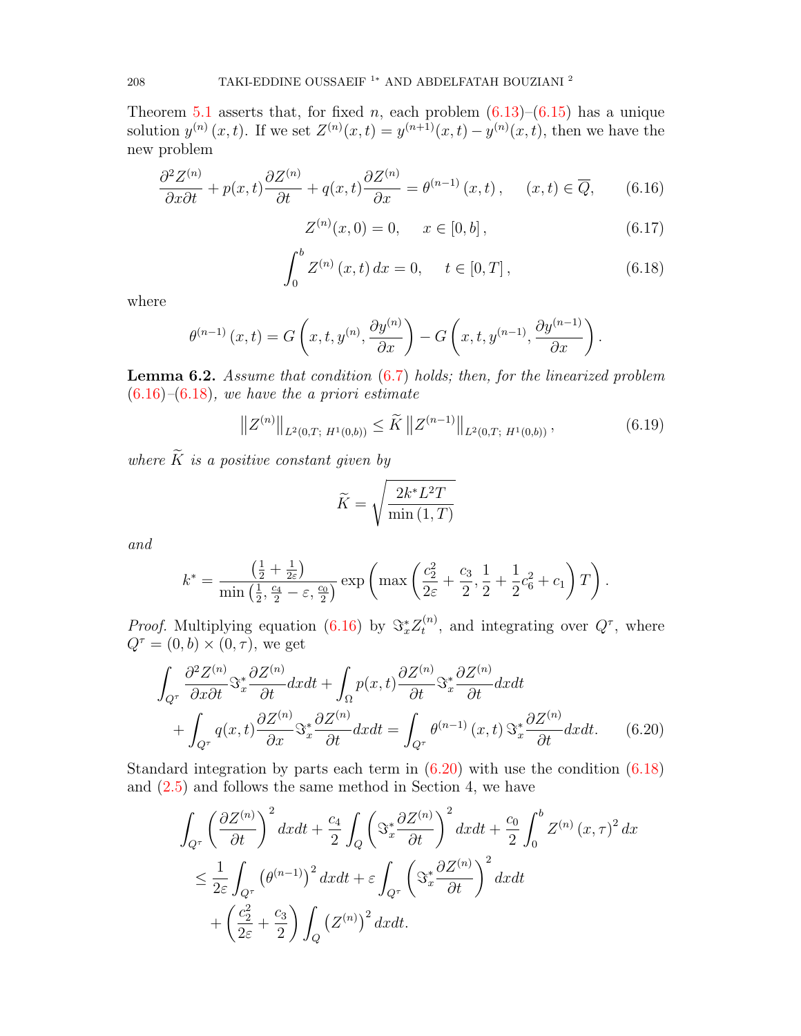Theorem 5.1 asserts that, for fixed $n$, each problem (6.13)–(6.15) has a unique solution $y^{(n)}(x,t)$. If we set $Z^{(n)}(x,t) = y^{(n+1)}(x,t) - y^{(n)}(x,t)$, then we have the new problem

$$\frac{\partial^2 Z^{(n)}}{\partial x \partial t} + p(x,t)\frac{\partial Z^{(n)}}{\partial t} + q(x,t)\frac{\partial Z^{(n)}}{\partial x} = \theta^{(n-1)}(x,t), \qquad (x,t) \in \overline{Q}, \tag{6.16}$$

$$Z^{(n)}(x,0) = 0, \qquad x \in [0,b], \tag{6.17}$$

$$\int_0^b Z^{(n)}(x,t)\,dx = 0, \qquad t \in [0,T], \tag{6.18}$$

where

$$\theta^{(n-1)}(x,t) = G\left(x,t,y^{(n)},\frac{\partial y^{(n)}}{\partial x}\right) - G\left(x,t,y^{(n-1)},\frac{\partial y^{(n-1)}}{\partial x}\right).$$

**Lemma 6.2.** *Assume that condition (6.7) holds; then, for the linearized problem (6.16)–(6.18), we have the a priori estimate*

$$\left\|Z^{(n)}\right\|_{L^2(0,T;\,H^1(0,b))} \le \widetilde{K}\left\|Z^{(n-1)}\right\|_{L^2(0,T;\,H^1(0,b))}, \tag{6.19}$$

*where $\widetilde{K}$ is a positive constant given by*

$$\widetilde{K} = \sqrt{\frac{2k^* L^2 T}{\min(1,T)}}$$

*and*

$$k^* = \frac{\left(\frac{1}{2} + \frac{1}{2\varepsilon}\right)}{\min\left(\frac{1}{2}, \frac{c_4}{2} - \varepsilon, \frac{c_0}{2}\right)} \exp\left(\max\left(\frac{c_2^2}{2\varepsilon} + \frac{c_3}{2}, \frac{1}{2}, \frac{1}{2} + \frac{1}{2}c_6^2 + c_1\right)T\right).$$

*Proof.* Multiplying equation (6.16) by $\Im_x^* Z_t^{(n)}$, and integrating over $Q^\tau$, where $Q^\tau = (0,b) \times (0,\tau)$, we get

$$\int_{Q^\tau} \frac{\partial^2 Z^{(n)}}{\partial x \partial t} \Im_x^* \frac{\partial Z^{(n)}}{\partial t} dxdt + \int_\Omega p(x,t)\frac{\partial Z^{(n)}}{\partial t}\Im_x^*\frac{\partial Z^{(n)}}{\partial t} dxdt$$
$$+ \int_{Q^\tau} q(x,t)\frac{\partial Z^{(n)}}{\partial x}\Im_x^*\frac{\partial Z^{(n)}}{\partial t} dxdt = \int_{Q^\tau} \theta^{(n-1)}(x,t)\,\Im_x^*\frac{\partial Z^{(n)}}{\partial t} dxdt. \tag{6.20}$$

Standard integration by parts each term in (6.20) with use the condition (6.18) and (2.5) and follows the same method in Section 4, we have

$$\int_{Q^\tau}\left(\frac{\partial Z^{(n)}}{\partial t}\right)^2 dxdt + \frac{c_4}{2}\int_Q\left(\Im_x^*\frac{\partial Z^{(n)}}{\partial t}\right)^2 dxdt + \frac{c_0}{2}\int_0^b Z^{(n)}(x,\tau)^2\,dx$$
$$\le \frac{1}{2\varepsilon}\int_{Q^\tau}\left(\theta^{(n-1)}\right)^2 dxdt + \varepsilon\int_{Q^\tau}\left(\Im_x^*\frac{\partial Z^{(n)}}{\partial t}\right)^2 dxdt$$
$$+ \left(\frac{c_2^2}{2\varepsilon} + \frac{c_3}{2}\right)\int_Q \left(Z^{(n)}\right)^2 dxdt.$$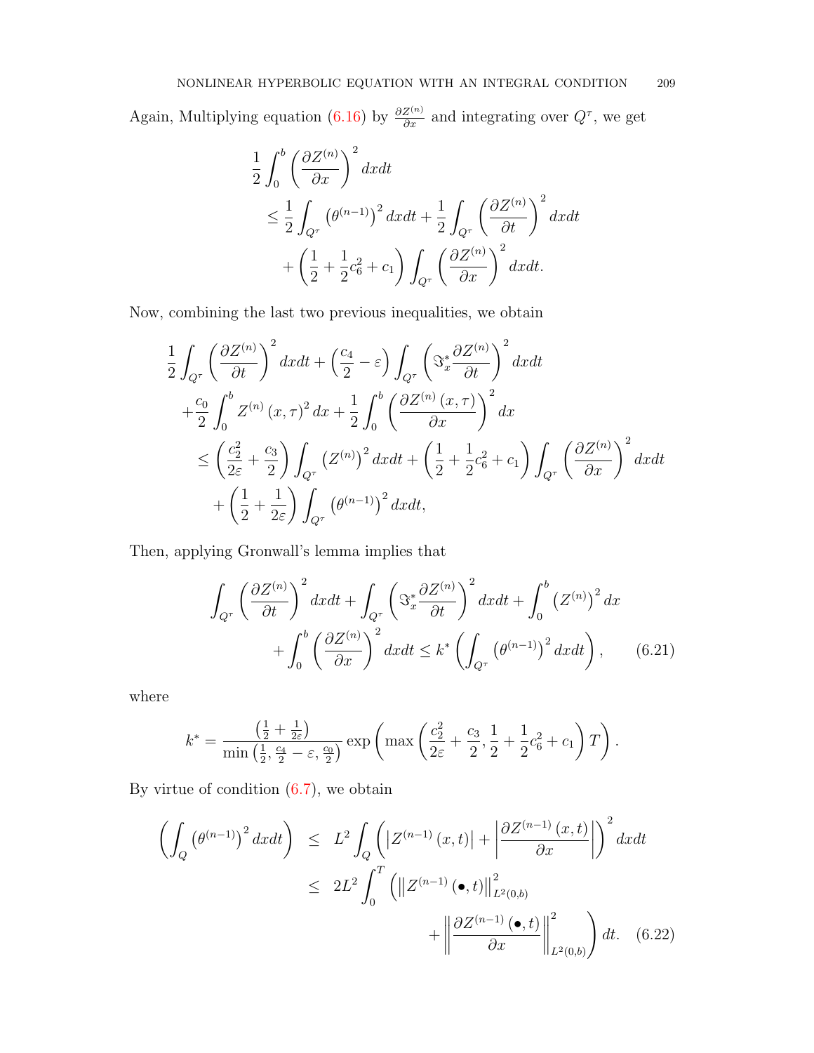Again, Multiplying equation (6.16) by $\frac{\partial Z^{(n)}}{\partial x}$ and integrating over $Q^{\tau}$, we get

$$
\begin{aligned}
&\frac{1}{2}\int_0^b \left(\frac{\partial Z^{(n)}}{\partial x}\right)^2 dxdt \\
&\quad \leq \frac{1}{2}\int_{Q^{\tau}} \left(\theta^{(n-1)}\right)^2 dxdt + \frac{1}{2}\int_{Q^{\tau}} \left(\frac{\partial Z^{(n)}}{\partial t}\right)^2 dxdt \\
&\qquad + \left(\frac{1}{2} + \frac{1}{2}c_6^2 + c_1\right)\int_{Q^{\tau}} \left(\frac{\partial Z^{(n)}}{\partial x}\right)^2 dxdt.
\end{aligned}
$$

Now, combining the last two previous inequalities, we obtain

$$
\begin{aligned}
&\frac{1}{2}\int_{Q^{\tau}} \left(\frac{\partial Z^{(n)}}{\partial t}\right)^2 dxdt + \left(\frac{c_4}{2} - \varepsilon\right)\int_{Q^{\tau}} \left(\Im_x^* \frac{\partial Z^{(n)}}{\partial t}\right)^2 dxdt \\
&\quad + \frac{c_0}{2}\int_0^b Z^{(n)}(x,\tau)^2 dx + \frac{1}{2}\int_0^b \left(\frac{\partial Z^{(n)}(x,\tau)}{\partial x}\right)^2 dx \\
&\quad \leq \left(\frac{c_2^2}{2\varepsilon} + \frac{c_3}{2}\right)\int_{Q^{\tau}} \left(Z^{(n)}\right)^2 dxdt + \left(\frac{1}{2} + \frac{1}{2}c_6^2 + c_1\right)\int_{Q^{\tau}} \left(\frac{\partial Z^{(n)}}{\partial x}\right)^2 dxdt \\
&\qquad + \left(\frac{1}{2} + \frac{1}{2\varepsilon}\right)\int_{Q^{\tau}} \left(\theta^{(n-1)}\right)^2 dxdt,
\end{aligned}
$$

Then, applying Gronwall's lemma implies that

$$
\begin{aligned}
&\int_{Q^{\tau}} \left(\frac{\partial Z^{(n)}}{\partial t}\right)^2 dxdt + \int_{Q^{\tau}} \left(\Im_x^* \frac{\partial Z^{(n)}}{\partial t}\right)^2 dxdt + \int_0^b \left(Z^{(n)}\right)^2 dx \\
&\quad + \int_0^b \left(\frac{\partial Z^{(n)}}{\partial x}\right)^2 dxdt \leq k^* \left(\int_{Q^{\tau}} \left(\theta^{(n-1)}\right)^2 dxdt\right), \qquad (6.21)
\end{aligned}
$$

where

$$
k^* = \frac{\left(\frac{1}{2} + \frac{1}{2\varepsilon}\right)}{\min\left(\frac{1}{2}, \frac{c_4}{2} - \varepsilon, \frac{c_0}{2}\right)} \exp\left(\max\left(\frac{c_2^2}{2\varepsilon} + \frac{c_3}{2}, \frac{1}{2} + \frac{1}{2}c_6^2 + c_1\right) T\right).
$$

By virtue of condition (6.7), we obtain

$$
\begin{aligned}
\left(\int_Q \left(\theta^{(n-1)}\right)^2 dxdt\right) &\leq L^2 \int_Q \left(\left|Z^{(n-1)}(x,t)\right| + \left|\frac{\partial Z^{(n-1)}(x,t)}{\partial x}\right|\right)^2 dxdt \\
&\leq 2L^2 \int_0^T \left(\left\|Z^{(n-1)}(\bullet,t)\right\|_{L^2(0,b)}^2 \right. \\
&\qquad \left. + \left\|\frac{\partial Z^{(n-1)}(\bullet,t)}{\partial x}\right\|_{L^2(0,b)}^2\right) dt. \qquad (6.22)
\end{aligned}
$$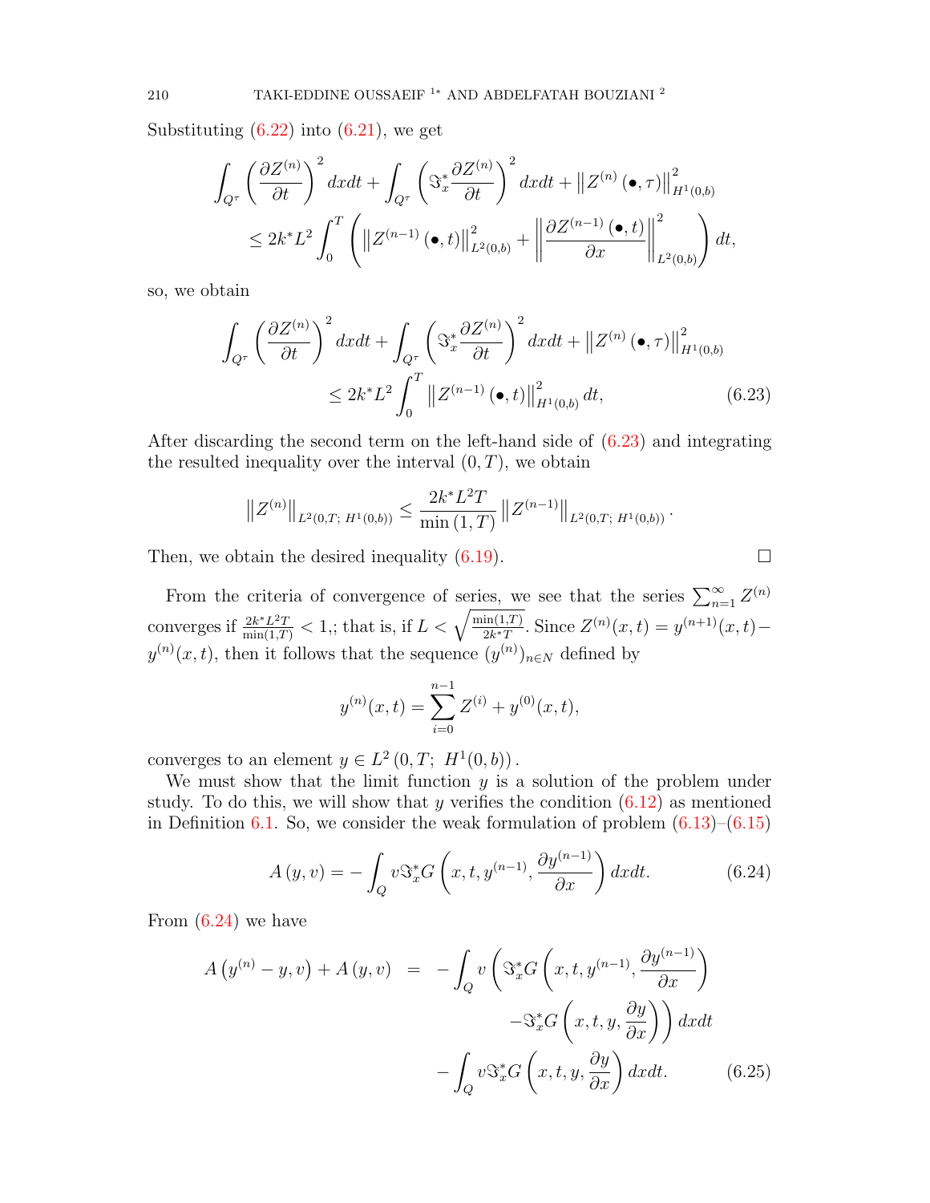Substituting (6.22) into (6.21), we get

$$\int_{Q^\tau}\left(\frac{\partial Z^{(n)}}{\partial t}\right)^2 dxdt+\int_{Q^\tau}\left(\Im_x^*\frac{\partial Z^{(n)}}{\partial t}\right)^2 dxdt+\left\|Z^{(n)}(\bullet,\tau)\right\|^2_{H^1(0,b)}$$
$$\leq 2k^*L^2\int_0^T\left(\left\|Z^{(n-1)}(\bullet,t)\right\|^2_{L^2(0,b)}+\left\|\frac{\partial Z^{(n-1)}(\bullet,t)}{\partial x}\right\|^2_{L^2(0,b)}\right)dt,$$

so, we obtain

$$\int_{Q^\tau}\left(\frac{\partial Z^{(n)}}{\partial t}\right)^2 dxdt+\int_{Q^\tau}\left(\Im_x^*\frac{\partial Z^{(n)}}{\partial t}\right)^2 dxdt+\left\|Z^{(n)}(\bullet,\tau)\right\|^2_{H^1(0,b)}$$
$$\leq 2k^*L^2\int_0^T\left\|Z^{(n-1)}(\bullet,t)\right\|^2_{H^1(0,b)}dt, \tag{6.23}$$

After discarding the second term on the left-hand side of (6.23) and integrating the resulted inequality over the interval $(0,T)$, we obtain

$$\left\|Z^{(n)}\right\|_{L^2(0,T;\ H^1(0,b))}\leq\frac{2k^*L^2T}{\min(1,T)}\left\|Z^{(n-1)}\right\|_{L^2(0,T;\ H^1(0,b))}.$$

Then, we obtain the desired inequality (6.19). □

From the criteria of convergence of series, we see that the series $\sum_{n=1}^{\infty}Z^{(n)}$ converges if $\frac{2k^*L^2T}{\min(1,T)}<1$,; that is, if $L<\sqrt{\frac{\min(1,T)}{2k^*T}}$. Since $Z^{(n)}(x,t)=y^{(n+1)}(x,t)-y^{(n)}(x,t)$, then it follows that the sequence $(y^{(n)})_{n\in N}$ defined by

$$y^{(n)}(x,t)=\sum_{i=0}^{n-1}Z^{(i)}+y^{(0)}(x,t),$$

converges to an element $y\in L^2\left(0,T;\ H^1(0,b)\right)$.

We must show that the limit function $y$ is a solution of the problem under study. To do this, we will show that $y$ verifies the condition (6.12) as mentioned in Definition 6.1. So, we consider the weak formulation of problem (6.13)–(6.15)

$$A(y,v)=-\int_Q v\Im_x^*G\left(x,t,y^{(n-1)},\frac{\partial y^{(n-1)}}{\partial x}\right)dxdt. \tag{6.24}$$

From (6.24) we have

$$\begin{aligned}A\left(y^{(n)}-y,v\right)+A(y,v) &= -\int_Q v\left(\Im_x^*G\left(x,t,y^{(n-1)},\frac{\partial y^{(n-1)}}{\partial x}\right)\right.\\ &\qquad\left.-\Im_x^*G\left(x,t,y,\frac{\partial y}{\partial x}\right)\right)dxdt\\ &\quad-\int_Q v\Im_x^*G\left(x,t,y,\frac{\partial y}{\partial x}\right)dxdt. \end{aligned}\tag{6.25}$$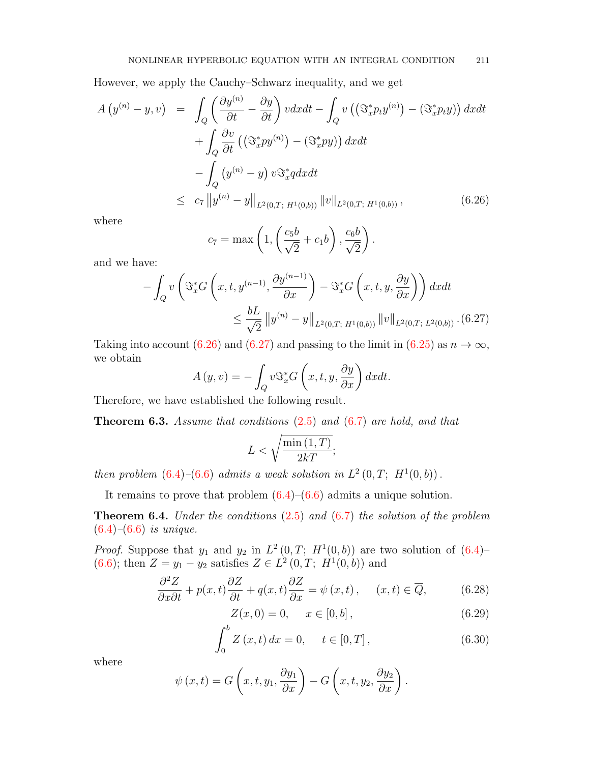However, we apply the Cauchy–Schwarz inequality, and we get

$$
\begin{aligned}
A\left(y^{(n)}-y,v\right) &= \int_Q \left(\frac{\partial y^{(n)}}{\partial t}-\frac{\partial y}{\partial t}\right) v dxdt - \int_Q v\left(\left(\Im_x^* p_t y^{(n)}\right)-\left(\Im_x^* p_t y\right)\right) dxdt \\
&\quad + \int_Q \frac{\partial v}{\partial t}\left(\left(\Im_x^* p y^{(n)}\right)-\left(\Im_x^* p y\right)\right) dxdt \\
&\quad - \int_Q \left(y^{(n)}-y\right) v \Im_x^* q dxdt \\
&\leq c_7 \left\|y^{(n)}-y\right\|_{L^2(0,T;\ H^1(0,b))} \left\|v\right\|_{L^2(0,T;\ H^1(0,b))}, \qquad (6.26)
\end{aligned}
$$

where

$$c_7 = \max\left(1, \left(\frac{c_5 b}{\sqrt{2}}+c_1 b\right), \frac{c_6 b}{\sqrt{2}}\right).$$

and we have:

$$
\begin{aligned}
-\int_Q v\left(\Im_x^* G\left(x,t,y^{(n-1)},\frac{\partial y^{(n-1)}}{\partial x}\right)-\Im_x^* G\left(x,t,y,\frac{\partial y}{\partial x}\right)\right) dxdt \\
\leq \frac{bL}{\sqrt{2}}\left\|y^{(n)}-y\right\|_{L^2(0,T;\ H^1(0,b))}\left\|v\right\|_{L^2(0,T;\ L^2(0,b))}. \qquad (6.27)
\end{aligned}
$$

Taking into account (6.26) and (6.27) and passing to the limit in (6.25) as $n\to\infty$, we obtain

$$A(y,v) = -\int_Q v\Im_x^* G\left(x,t,y,\frac{\partial y}{\partial x}\right) dxdt.$$

Therefore, we have established the following result.

**Theorem 6.3.** *Assume that conditions (2.5) and (6.7) are hold, and that*

$$L < \sqrt{\frac{\min(1,T)}{2kT}};$$

*then problem (6.4)–(6.6) admits a weak solution in $L^2(0,T;\ H^1(0,b))$.*

It remains to prove that problem (6.4)–(6.6) admits a unique solution.

**Theorem 6.4.** *Under the conditions (2.5) and (6.7) the solution of the problem (6.4)–(6.6) is unique.*

*Proof.* Suppose that $y_1$ and $y_2$ in $L^2(0,T;\ H^1(0,b))$ are two solution of (6.4)–(6.6); then $Z = y_1 - y_2$ satisfies $Z \in L^2(0,T;\ H^1(0,b))$ and

$$\frac{\partial^2 Z}{\partial x \partial t} + p(x,t)\frac{\partial Z}{\partial t} + q(x,t)\frac{\partial Z}{\partial x} = \psi(x,t), \qquad (x,t)\in \overline{Q}, \qquad (6.28)$$

$$Z(x,0) = 0, \qquad x\in[0,b], \qquad (6.29)$$

$$\int_0^b Z(x,t)\,dx = 0, \qquad t\in[0,T], \qquad (6.30)$$

where

$$\psi(x,t) = G\left(x,t,y_1,\frac{\partial y_1}{\partial x}\right) - G\left(x,t,y_2,\frac{\partial y_2}{\partial x}\right).$$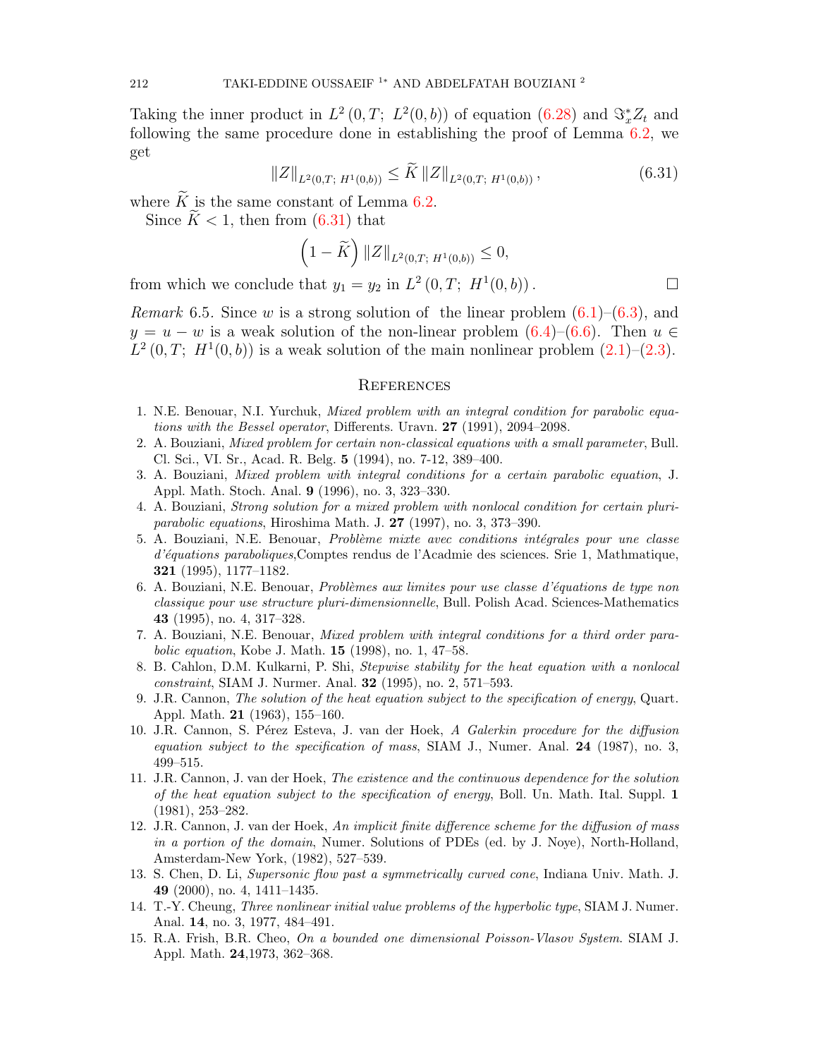Taking the inner product in $L^2(0,T;\ L^2(0,b))$ of equation (6.28) and $\Im_x^* Z_t$ and following the same procedure done in establishing the proof of Lemma 6.2, we get

$$\|Z\|_{L^2(0,T;\ H^1(0,b))} \leq \widetilde{K}\, \|Z\|_{L^2(0,T;\ H^1(0,b))}, \tag{6.31}$$

where $\widetilde{K}$ is the same constant of Lemma 6.2.

Since $\widetilde{K} < 1$, then from (6.31) that

$$\left(1 - \widetilde{K}\right) \|Z\|_{L^2(0,T;\ H^1(0,b))} \leq 0,$$

from which we conclude that $y_1 = y_2$ in $L^2(0,T;\ H^1(0,b))$. □

*Remark* 6.5. Since $w$ is a strong solution of the linear problem (6.1)–(6.3), and $y = u - w$ is a weak solution of the non-linear problem (6.4)–(6.6). Then $u \in L^2(0,T;\ H^1(0,b))$ is a weak solution of the main nonlinear problem (2.1)–(2.3).

## References

1. N.E. Benouar, N.I. Yurchuk, *Mixed problem with an integral condition for parabolic equations with the Bessel operator*, Differents. Uravn. **27** (1991), 2094–2098.
2. A. Bouziani, *Mixed problem for certain non-classical equations with a small parameter*, Bull. Cl. Sci., VI. Sr., Acad. R. Belg. **5** (1994), no. 7-12, 389–400.
3. A. Bouziani, *Mixed problem with integral conditions for a certain parabolic equation*, J. Appl. Math. Stoch. Anal. **9** (1996), no. 3, 323–330.
4. A. Bouziani, *Strong solution for a mixed problem with nonlocal condition for certain pluriparabolic equations*, Hiroshima Math. J. **27** (1997), no. 3, 373–390.
5. A. Bouziani, N.E. Benouar, *Problème mixte avec conditions intégrales pour une classe d'équations paraboliques*,Comptes rendus de l'Acadmie des sciences. Srie 1, Mathmatique, **321** (1995), 1177–1182.
6. A. Bouziani, N.E. Benouar, *Problèmes aux limites pour use classe d'équations de type non classique pour use structure pluri-dimensionnelle*, Bull. Polish Acad. Sciences-Mathematics **43** (1995), no. 4, 317–328.
7. A. Bouziani, N.E. Benouar, *Mixed problem with integral conditions for a third order parabolic equation*, Kobe J. Math. **15** (1998), no. 1, 47–58.
8. B. Cahlon, D.M. Kulkarni, P. Shi, *Stepwise stability for the heat equation with a nonlocal constraint*, SIAM J. Nurmer. Anal. **32** (1995), no. 2, 571–593.
9. J.R. Cannon, *The solution of the heat equation subject to the specification of energy*, Quart. Appl. Math. **21** (1963), 155–160.
10. J.R. Cannon, S. Pérez Esteva, J. van der Hoek, *A Galerkin procedure for the diffusion equation subject to the specification of mass*, SIAM J., Numer. Anal. **24** (1987), no. 3, 499–515.
11. J.R. Cannon, J. van der Hoek, *The existence and the continuous dependence for the solution of the heat equation subject to the specification of energy*, Boll. Un. Math. Ital. Suppl. **1** (1981), 253–282.
12. J.R. Cannon, J. van der Hoek, *An implicit finite difference scheme for the diffusion of mass in a portion of the domain*, Numer. Solutions of PDEs (ed. by J. Noye), North-Holland, Amsterdam-New York, (1982), 527–539.
13. S. Chen, D. Li, *Supersonic flow past a symmetrically curved cone*, Indiana Univ. Math. J. **49** (2000), no. 4, 1411–1435.
14. T.-Y. Cheung, *Three nonlinear initial value problems of the hyperbolic type*, SIAM J. Numer. Anal. **14**, no. 3, 1977, 484–491.
15. R.A. Frish, B.R. Cheo, *On a bounded one dimensional Poisson-Vlasov System*. SIAM J. Appl. Math. **24**,1973, 362–368.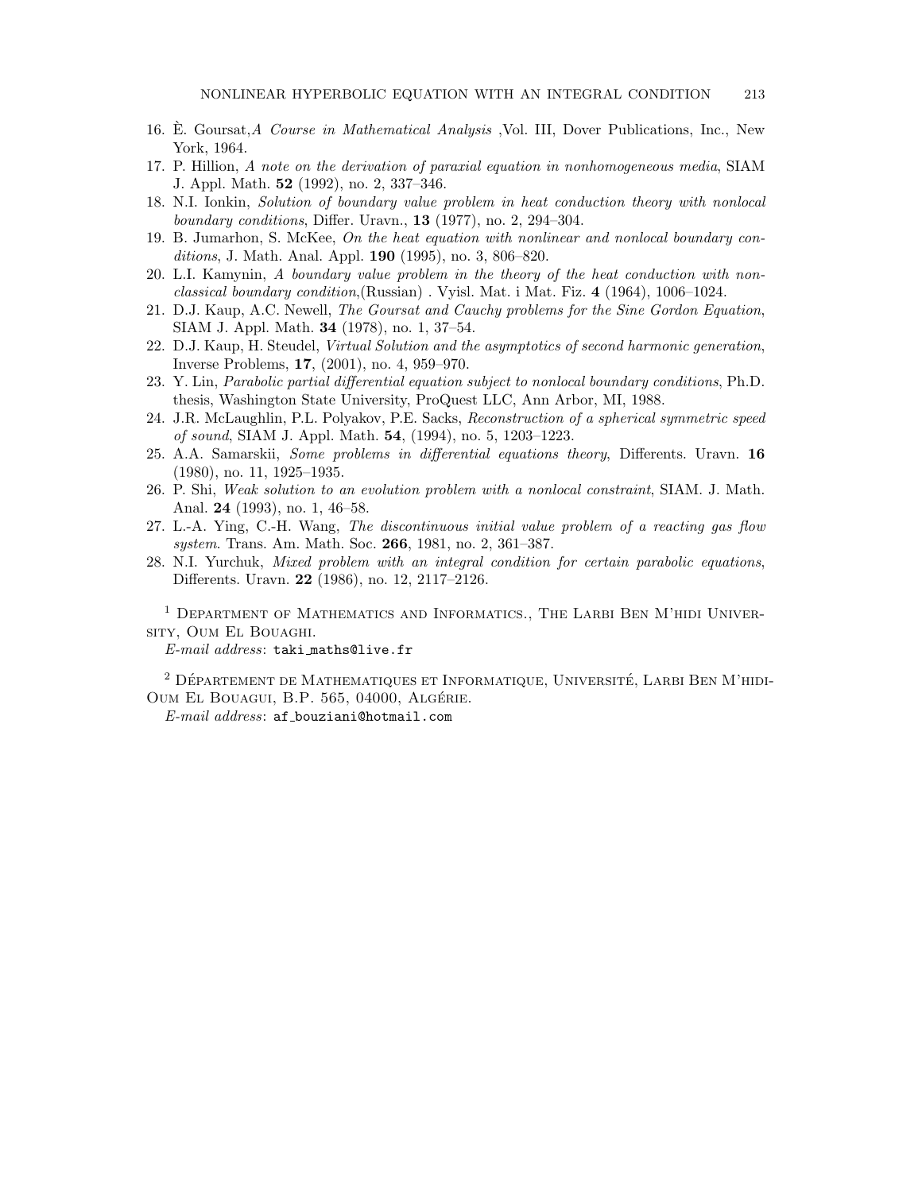16. È. Goursat, *A Course in Mathematical Analysis* ,Vol. III, Dover Publications, Inc., New York, 1964.
17. P. Hillion, *A note on the derivation of paraxial equation in nonhomogeneous media*, SIAM J. Appl. Math. **52** (1992), no. 2, 337–346.
18. N.I. Ionkin, *Solution of boundary value problem in heat conduction theory with nonlocal boundary conditions*, Differ. Uravn., **13** (1977), no. 2, 294–304.
19. B. Jumarhon, S. McKee, *On the heat equation with nonlinear and nonlocal boundary conditions*, J. Math. Anal. Appl. **190** (1995), no. 3, 806–820.
20. L.I. Kamynin, *A boundary value problem in the theory of the heat conduction with non-classical boundary condition*,(Russian) . Vyisl. Mat. i Mat. Fiz. **4** (1964), 1006–1024.
21. D.J. Kaup, A.C. Newell, *The Goursat and Cauchy problems for the Sine Gordon Equation*, SIAM J. Appl. Math. **34** (1978), no. 1, 37–54.
22. D.J. Kaup, H. Steudel, *Virtual Solution and the asymptotics of second harmonic generation*, Inverse Problems, **17**, (2001), no. 4, 959–970.
23. Y. Lin, *Parabolic partial differential equation subject to nonlocal boundary conditions*, Ph.D. thesis, Washington State University, ProQuest LLC, Ann Arbor, MI, 1988.
24. J.R. McLaughlin, P.L. Polyakov, P.E. Sacks, *Reconstruction of a spherical symmetric speed of sound*, SIAM J. Appl. Math. **54**, (1994), no. 5, 1203–1223.
25. A.A. Samarskii, *Some problems in differential equations theory*, Differents. Uravn. **16** (1980), no. 11, 1925–1935.
26. P. Shi, *Weak solution to an evolution problem with a nonlocal constraint*, SIAM. J. Math. Anal. **24** (1993), no. 1, 46–58.
27. L.-A. Ying, C.-H. Wang, *The discontinuous initial value problem of a reacting gas flow system*. Trans. Am. Math. Soc. **266**, 1981, no. 2, 361–387.
28. N.I. Yurchuk, *Mixed problem with an integral condition for certain parabolic equations*, Differents. Uravn. **22** (1986), no. 12, 2117–2126.

[1] Department of Mathematics and Informatics., The Larbi Ben M'hidi University, Oum El Bouaghi.

*E-mail address*: taki_maths@live.fr

[2] Département de Mathematiques et Informatique, Université, Larbi Ben M'hidi-Oum El Bouagui, B.P. 565, 04000, Algérie.

*E-mail address*: af_bouziani@hotmail.com